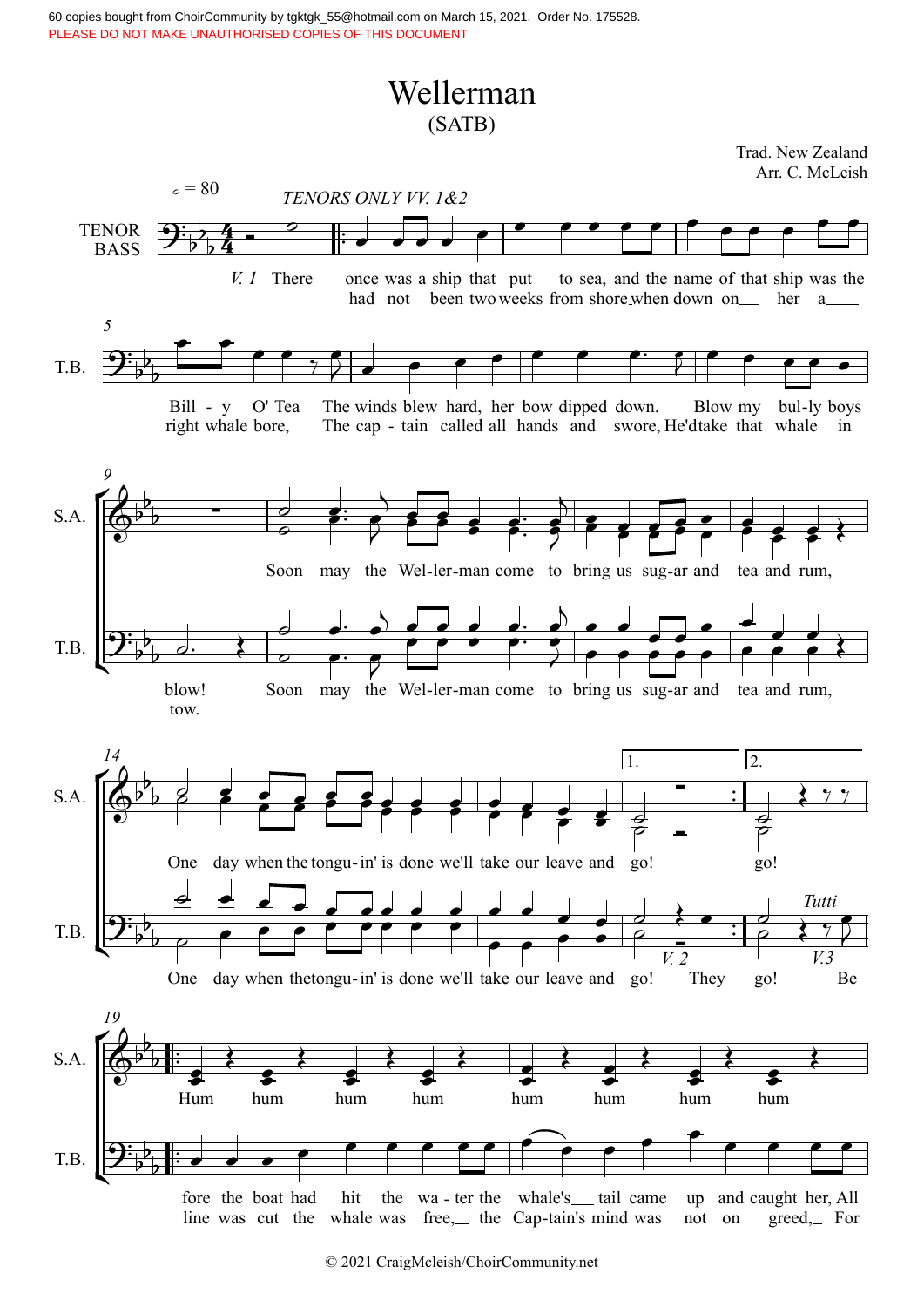60 copies bought from ChoirCommunity by tgktgk_55@hotmail.com on March 15, 2021. Order No. 175528.
PLEASE DO NOT MAKE UNAUTHORISED COPIES OF THIS DOCUMENT

# Wellerman
(SATB)

Trad. New Zealand
Arr. C. McLeish

𝅗𝅥 = 80

*TENORS ONLY VV. 1&2*

TENOR BASS

*V. 1* There once was a ship that put to sea, and the name of that ship was the Bill - y O' Tea The winds blew hard, her bow dipped down. Blow my bul-ly boys blow!

had not been two weeks from shore when down on her a right whale bore, The cap - tain called all hands and swore, He'dtake that whale in tow.

S.A.: Soon may the Wel-ler-man come to bring us sug-ar and tea and rum, One day when the tongu-in' is done we'll take our leave and go! go!

T.B.: Soon may the Wel-ler-man come to bring us sug-ar and tea and rum, One day when the tongu-in' is done we'll take our leave and go! *V. 2* They go! *Tutti* *V.3* Be

S.A.: Hum hum hum hum hum hum hum hum

T.B.: fore the boat had hit the wa - ter the whale's tail came up and caught her, All

line was cut the whale was free, the Cap-tain's mind was not on greed, For

© 2021 CraigMcleish/ChoirCommunity.net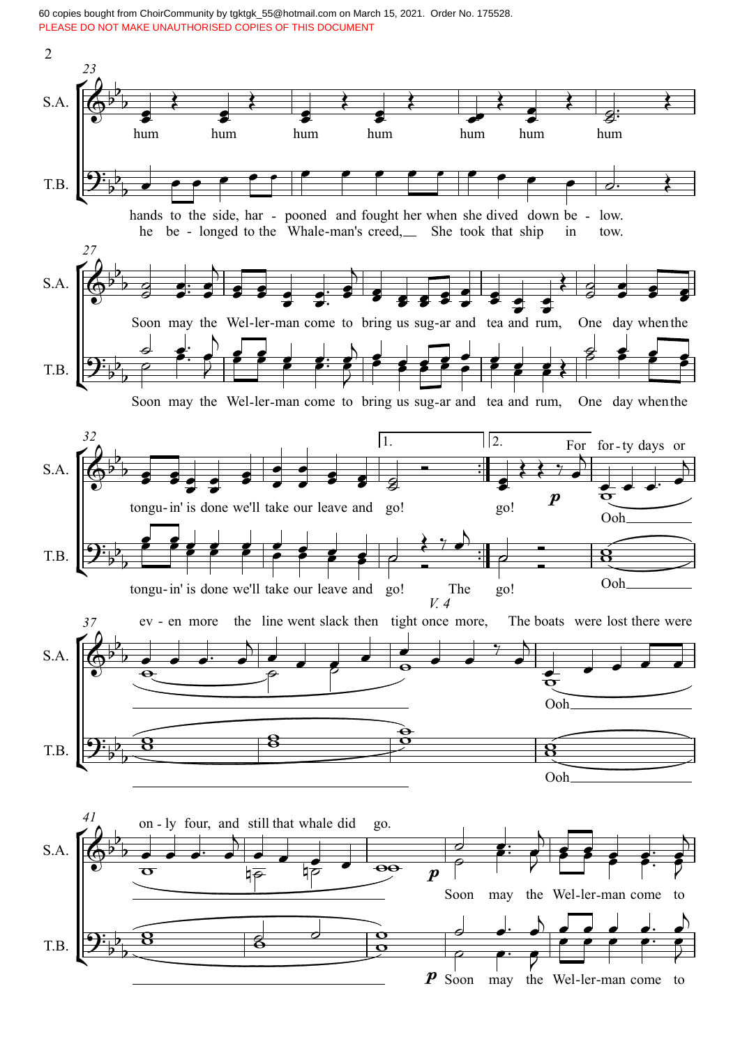**23**

S.A.: hum hum hum hum hum hum hum

T.B.: hands to the side, har - pooned and fought her when she dived down be - low.
he be - longed to the Whale-man's creed, She took that ship in tow.

**27**

S.A.: Soon may the Wel-ler-man come to bring us sug-ar and tea and rum, One day when the

T.B.: Soon may the Wel-ler-man come to bring us sug-ar and tea and rum, One day when the

**32**

S.A.: tongu-in' is done we'll take our leave and go! | 1. | 2. go! *p* For for-ty days or
Ooh

T.B.: tongu-in' is done we'll take our leave and go! The go!
*V. 4*
Ooh

**37**

S.A.: ev - en more the line went slack then tight once more, The boats were lost there were
Ooh

T.B.: Ooh

**41**

S.A.: on - ly four, and still that whale did go. *p* Soon may the Wel-ler-man come to

T.B.: *p* Soon may the Wel-ler-man come to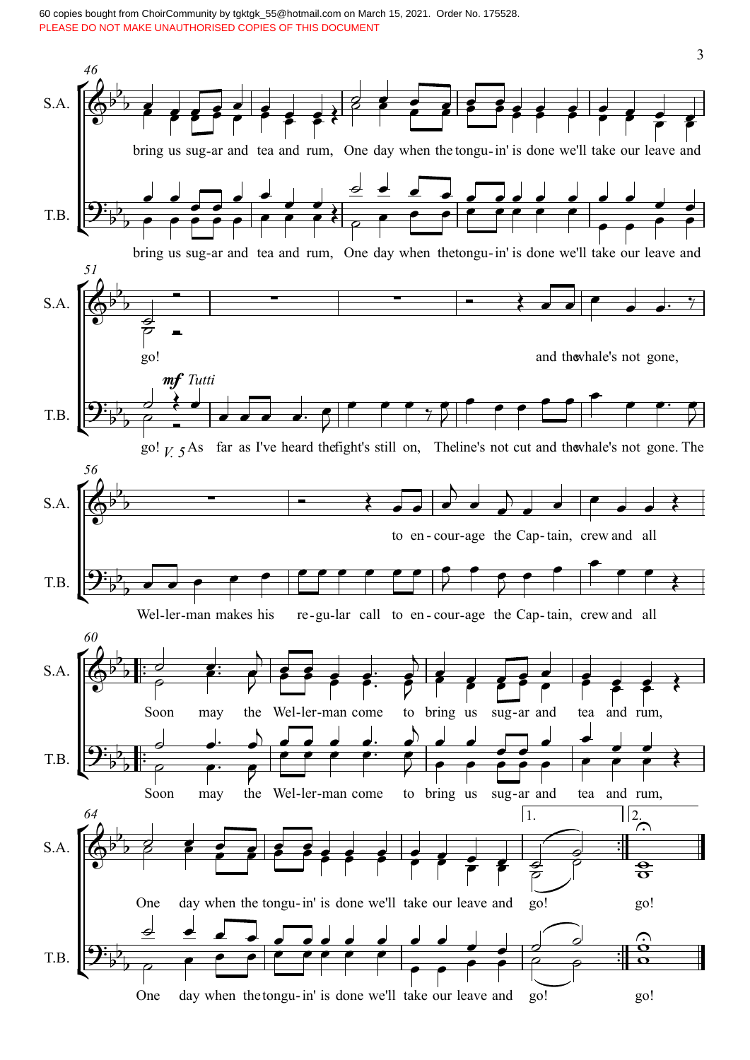46

S.A.

bring us sug-ar and tea and rum, One day when the tongu-in' is done we'll take our leave and

T.B.

bring us sug-ar and tea and rum, One day when the tongu-in' is done we'll take our leave and

51

S.A.

go! and the whale's not gone,

*mf Tutti*

T.B.

go! *V. 5* As far as I've heard the fight's still on, The line's not cut and the whale's not gone. The

56

S.A.

to en-cour-age the Cap-tain, crew and all

T.B.

Wel-ler-man makes his re-gu-lar call to en-cour-age the Cap-tain, crew and all

60

S.A.

Soon may the Wel-ler-man come to bring us sug-ar and tea and rum,

T.B.

Soon may the Wel-ler-man come to bring us sug-ar and tea and rum,

64

S.A.

One day when the tongu-in' is done we'll take our leave and go! go!

T.B.

One day when the tongu-in' is done we'll take our leave and go! go!

1. 2.